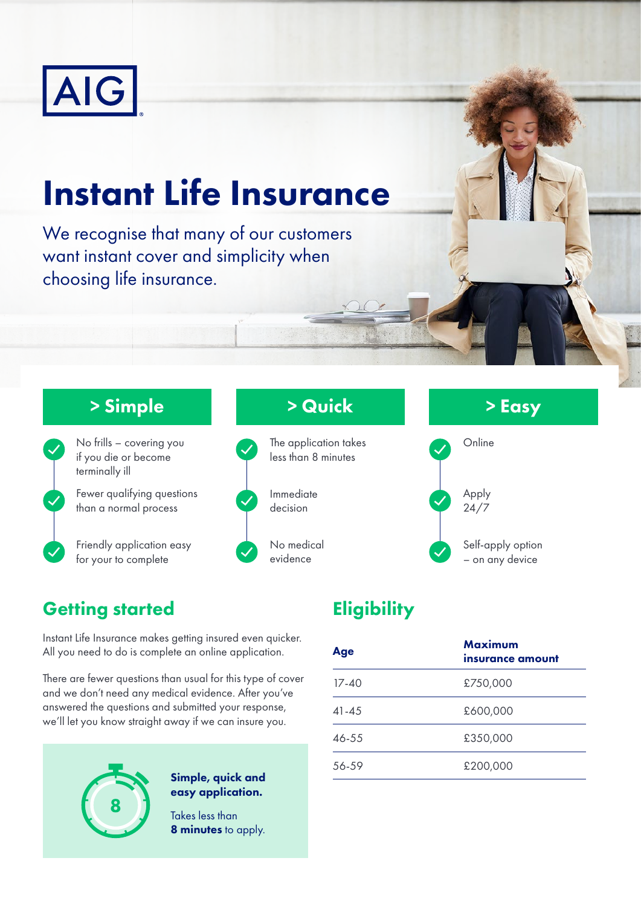AIG

# Instant Life Insurance

We recognise that many of our customers want instant cover and simplicity when choosing life insurance.

## > Simple

- No frills – covering you if you die or become terminally ill
- Fewer qualifying questions than a normal process
- Friendly application easy for your to complete

## > Quick

- The application takes less than 8 minutes
- Immediate decision
- No medical evidence

## > Easy

- Online
- Apply 24/7
- Self-apply option – on any device

## Getting started

Instant Life Insurance makes getting insured even quicker. All you need to do is complete an online application.

There are fewer questions than usual for this type of cover and we don't need any medical evidence. After you've answered the questions and submitted your response, we'll let you know straight away if we can insure you.

8

**Simple, quick and easy application.**

Takes less than **8 minutes** to apply.

## Eligibility

| Age | Maximum insurance amount |
| --- | --- |
| 17-40 | £750,000 |
| 41-45 | £600,000 |
| 46-55 | £350,000 |
| 56-59 | £200,000 |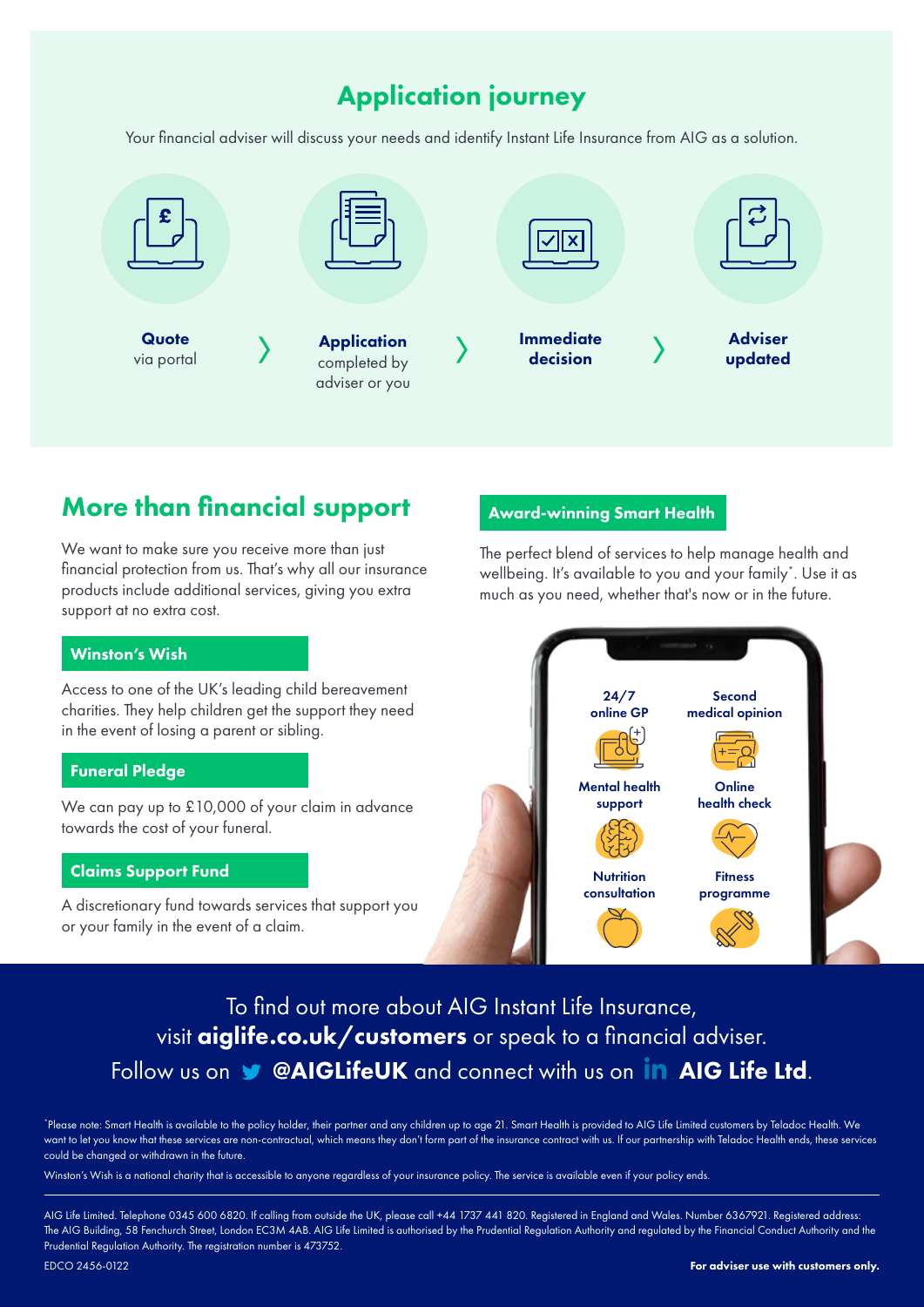## Application journey

Your financial adviser will discuss your needs and identify Instant Life Insurance from AIG as a solution.

**Quote** via portal › **Application** completed by adviser or you › **Immediate decision** › **Adviser updated**

## More than financial support

We want to make sure you receive more than just financial protection from us. That's why all our insurance products include additional services, giving you extra support at no extra cost.

### Winston's Wish

Access to one of the UK's leading child bereavement charities. They help children get the support they need in the event of losing a parent or sibling.

### Funeral Pledge

We can pay up to £10,000 of your claim in advance towards the cost of your funeral.

### Claims Support Fund

A discretionary fund towards services that support you or your family in the event of a claim.

### Award-winning Smart Health

The perfect blend of services to help manage health and wellbeing. It's available to you and your family*. Use it as much as you need, whether that's now or in the future.

24/7 online GP

Second medical opinion

Mental health support

Online health check

Nutrition consultation

Fitness programme

To find out more about AIG Instant Life Insurance, visit **aiglife.co.uk/customers** or speak to a financial adviser.
Follow us on **@AIGLifeUK** and connect with us on **AIG Life Ltd**.

*Please note: Smart Health is available to the policy holder, their partner and any children up to age 21. Smart Health is provided to AIG Life Limited customers by Teladoc Health. We want to let you know that these services are non-contractual, which means they don't form part of the insurance contract with us. If our partnership with Teladoc Health ends, these services could be changed or withdrawn in the future.

Winston's Wish is a national charity that is accessible to anyone regardless of your insurance policy. The service is available even if your policy ends.

AIG Life Limited. Telephone 0345 600 6820. If calling from outside the UK, please call +44 1737 441 820. Registered in England and Wales. Number 6367921. Registered address: The AIG Building, 58 Fenchurch Street, London EC3M 4AB. AIG Life Limited is authorised by the Prudential Regulation Authority and regulated by the Financial Conduct Authority and the Prudential Regulation Authority. The registration number is 473752.

EDCO 2456-0122

**For adviser use with customers only.**